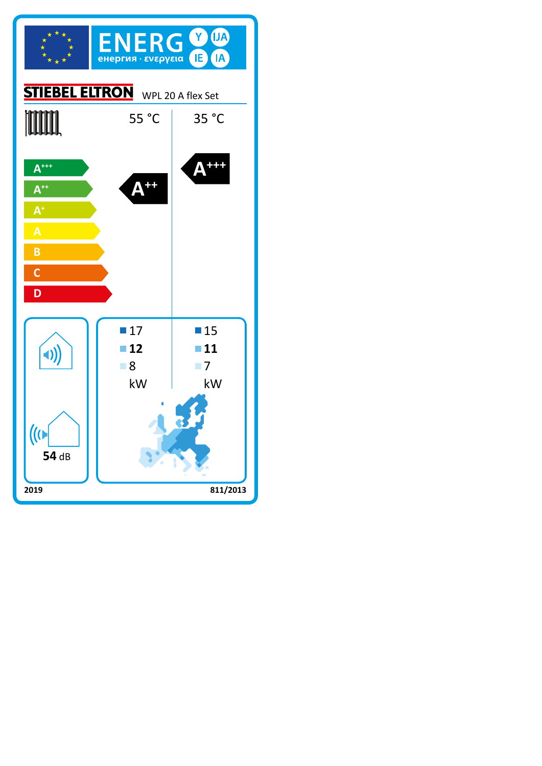# ENERG Y IJA IE IA

енергия · ενεργεια

**STIEBEL ELTRON** WPL 20 A flex Set

| | 55 °C | 35 °C |
|---|---|---|
| Energy class | A++ | A+++ |
| | 17 | 15 |
| | **12** | **11** |
| | 8 | 7 |
| | kW | kW |

Scale: A+++, A++, A+, A, B, C, D

**54** dB

2019 | 811/2013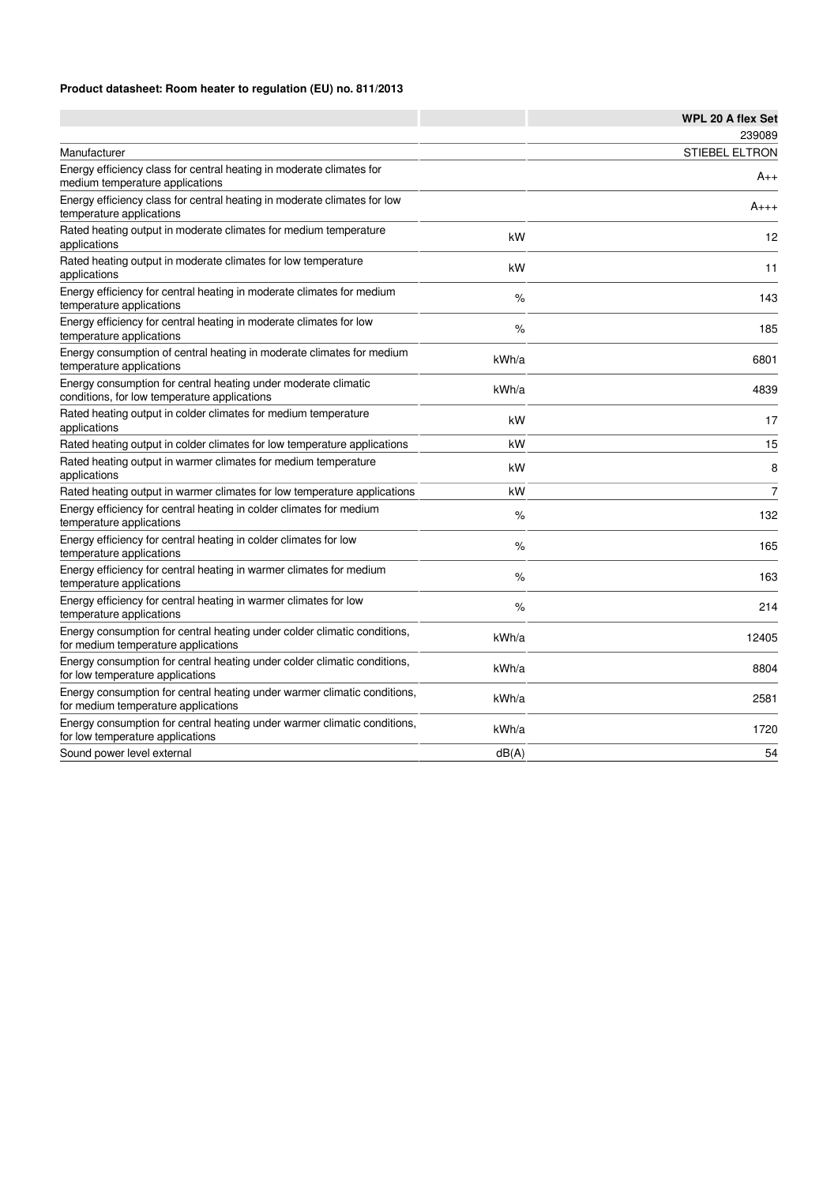**Product datasheet: Room heater to regulation (EU) no. 811/2013**

| | | WPL 20 A flex Set |
|---|---|---|
| | | 239089 |
| Manufacturer | | STIEBEL ELTRON |
| Energy efficiency class for central heating in moderate climates for medium temperature applications | | A++ |
| Energy efficiency class for central heating in moderate climates for low temperature applications | | A+++ |
| Rated heating output in moderate climates for medium temperature applications | kW | 12 |
| Rated heating output in moderate climates for low temperature applications | kW | 11 |
| Energy efficiency for central heating in moderate climates for medium temperature applications | % | 143 |
| Energy efficiency for central heating in moderate climates for low temperature applications | % | 185 |
| Energy consumption of central heating in moderate climates for medium temperature applications | kWh/a | 6801 |
| Energy consumption for central heating under moderate climatic conditions, for low temperature applications | kWh/a | 4839 |
| Rated heating output in colder climates for medium temperature applications | kW | 17 |
| Rated heating output in colder climates for low temperature applications | kW | 15 |
| Rated heating output in warmer climates for medium temperature applications | kW | 8 |
| Rated heating output in warmer climates for low temperature applications | kW | 7 |
| Energy efficiency for central heating in colder climates for medium temperature applications | % | 132 |
| Energy efficiency for central heating in colder climates for low temperature applications | % | 165 |
| Energy efficiency for central heating in warmer climates for medium temperature applications | % | 163 |
| Energy efficiency for central heating in warmer climates for low temperature applications | % | 214 |
| Energy consumption for central heating under colder climatic conditions, for medium temperature applications | kWh/a | 12405 |
| Energy consumption for central heating under colder climatic conditions, for low temperature applications | kWh/a | 8804 |
| Energy consumption for central heating under warmer climatic conditions, for medium temperature applications | kWh/a | 2581 |
| Energy consumption for central heating under warmer climatic conditions, for low temperature applications | kWh/a | 1720 |
| Sound power level external | dB(A) | 54 |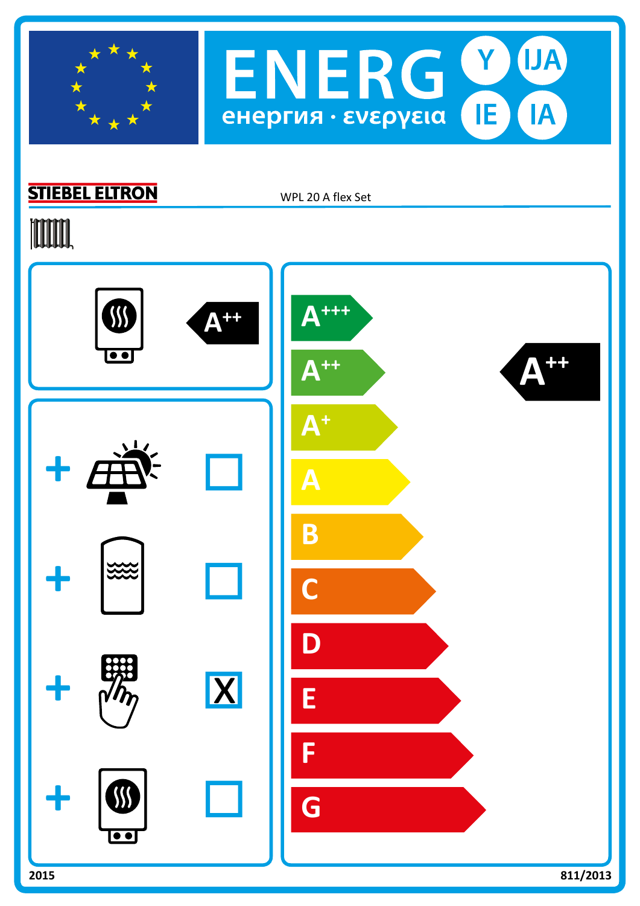# ENERG Y IJA IE IA

енергия · ενεργεια

**STIEBEL ELTRON** WPL 20 A flex Set

A++

| | |
|---|---|
| + | ☐ |
| + | ☐ |
| + | X |
| + | ☐ |

A+++
A++
A+
A
B
C
D
E
F
G

**A++**

**2015** **811/2013**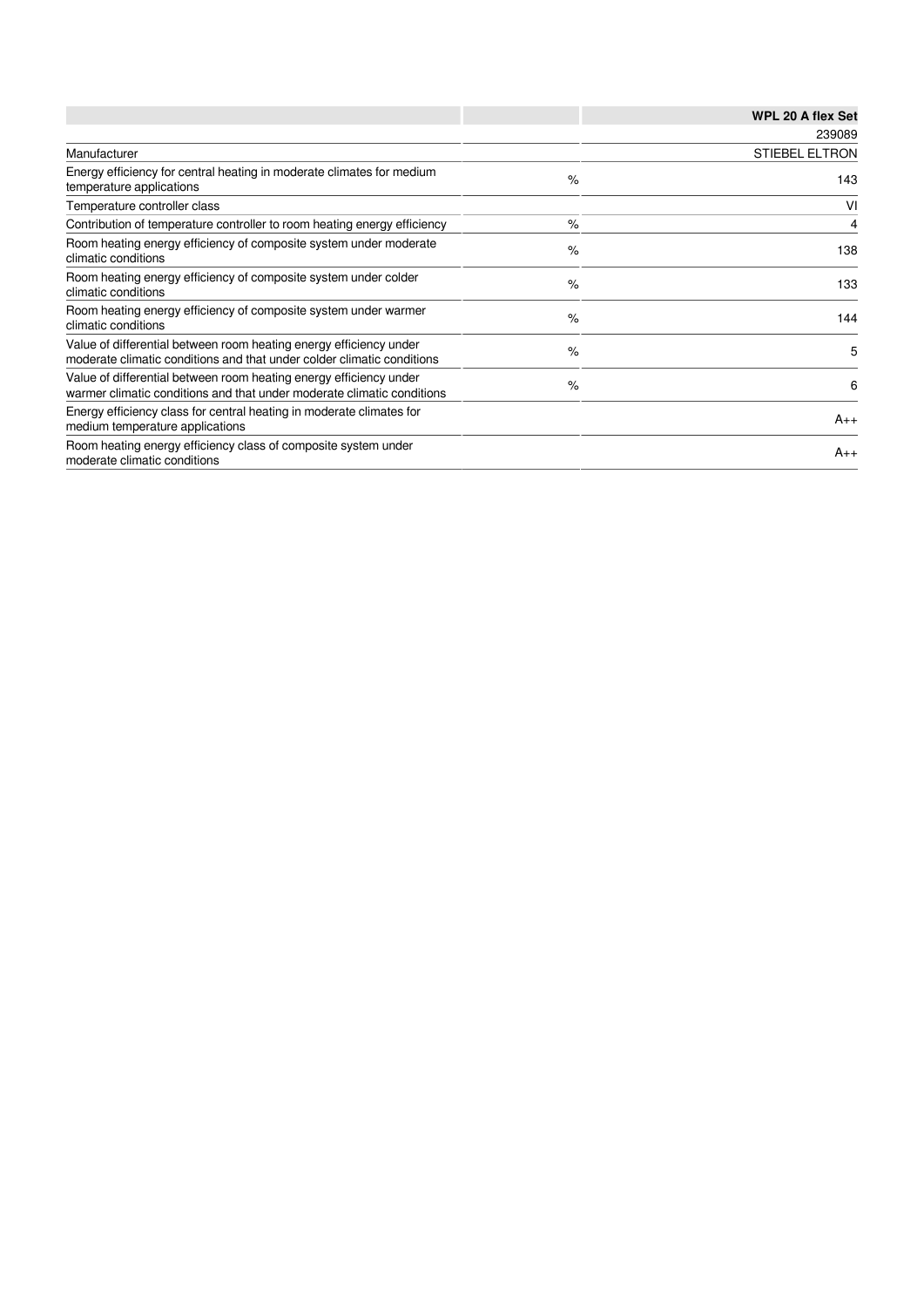| | | WPL 20 A flex Set |
|---|---|---|
| | | 239089 |
| Manufacturer | | STIEBEL ELTRON |
| Energy efficiency for central heating in moderate climates for medium temperature applications | % | 143 |
| Temperature controller class | | VI |
| Contribution of temperature controller to room heating energy efficiency | % | 4 |
| Room heating energy efficiency of composite system under moderate climatic conditions | % | 138 |
| Room heating energy efficiency of composite system under colder climatic conditions | % | 133 |
| Room heating energy efficiency of composite system under warmer climatic conditions | % | 144 |
| Value of differential between room heating energy efficiency under moderate climatic conditions and that under colder climatic conditions | % | 5 |
| Value of differential between room heating energy efficiency under warmer climatic conditions and that under moderate climatic conditions | % | 6 |
| Energy efficiency class for central heating in moderate climates for medium temperature applications | | A++ |
| Room heating energy efficiency class of composite system under moderate climatic conditions | | A++ |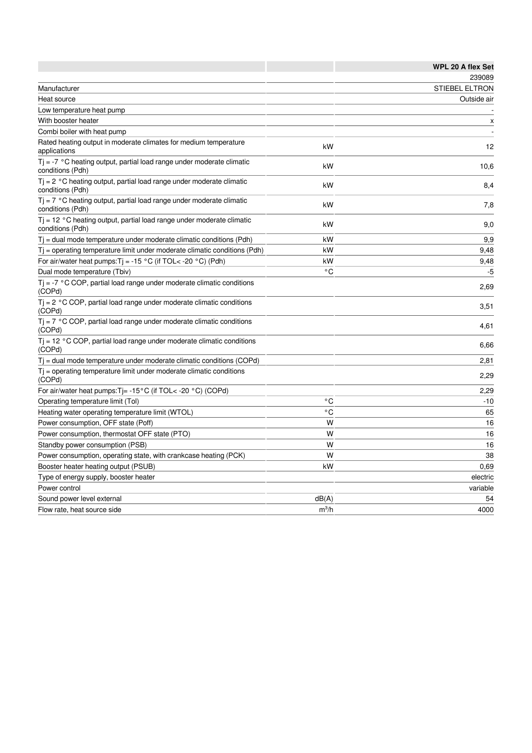| | | WPL 20 A flex Set |
|---|---|---|
| | | 239089 |
| Manufacturer | | STIEBEL ELTRON |
| Heat source | | Outside air |
| Low temperature heat pump | | - |
| With booster heater | | x |
| Combi boiler with heat pump | | - |
| Rated heating output in moderate climates for medium temperature applications | kW | 12 |
| Tj = -7 °C heating output, partial load range under moderate climatic conditions (Pdh) | kW | 10,6 |
| Tj = 2 °C heating output, partial load range under moderate climatic conditions (Pdh) | kW | 8,4 |
| Tj = 7 °C heating output, partial load range under moderate climatic conditions (Pdh) | kW | 7,8 |
| Tj = 12 °C heating output, partial load range under moderate climatic conditions (Pdh) | kW | 9,0 |
| Tj = dual mode temperature under moderate climatic conditions (Pdh) | kW | 9,9 |
| Tj = operating temperature limit under moderate climatic conditions (Pdh) | kW | 9,48 |
| For air/water heat pumps:Tj = -15 °C (if TOL< -20 °C) (Pdh) | kW | 9,48 |
| Dual mode temperature (Tbiv) | °C | -5 |
| Tj = -7 °C COP, partial load range under moderate climatic conditions (COPd) | | 2,69 |
| Tj = 2 °C COP, partial load range under moderate climatic conditions (COPd) | | 3,51 |
| Tj = 7 °C COP, partial load range under moderate climatic conditions (COPd) | | 4,61 |
| Tj = 12 °C COP, partial load range under moderate climatic conditions (COPd) | | 6,66 |
| Tj = dual mode temperature under moderate climatic conditions (COPd) | | 2,81 |
| Tj = operating temperature limit under moderate climatic conditions (COPd) | | 2,29 |
| For air/water heat pumps:Tj= -15°C (if TOL< -20 °C) (COPd) | | 2,29 |
| Operating temperature limit (Tol) | °C | -10 |
| Heating water operating temperature limit (WTOL) | °C | 65 |
| Power consumption, OFF state (Poff) | W | 16 |
| Power consumption, thermostat OFF state (PTO) | W | 16 |
| Standby power consumption (PSB) | W | 16 |
| Power consumption, operating state, with crankcase heating (PCK) | W | 38 |
| Booster heater heating output (PSUB) | kW | 0,69 |
| Type of energy supply, booster heater | | electric |
| Power control | | variable |
| Sound power level external | dB(A) | 54 |
| Flow rate, heat source side | $m^3/h$ | 4000 |